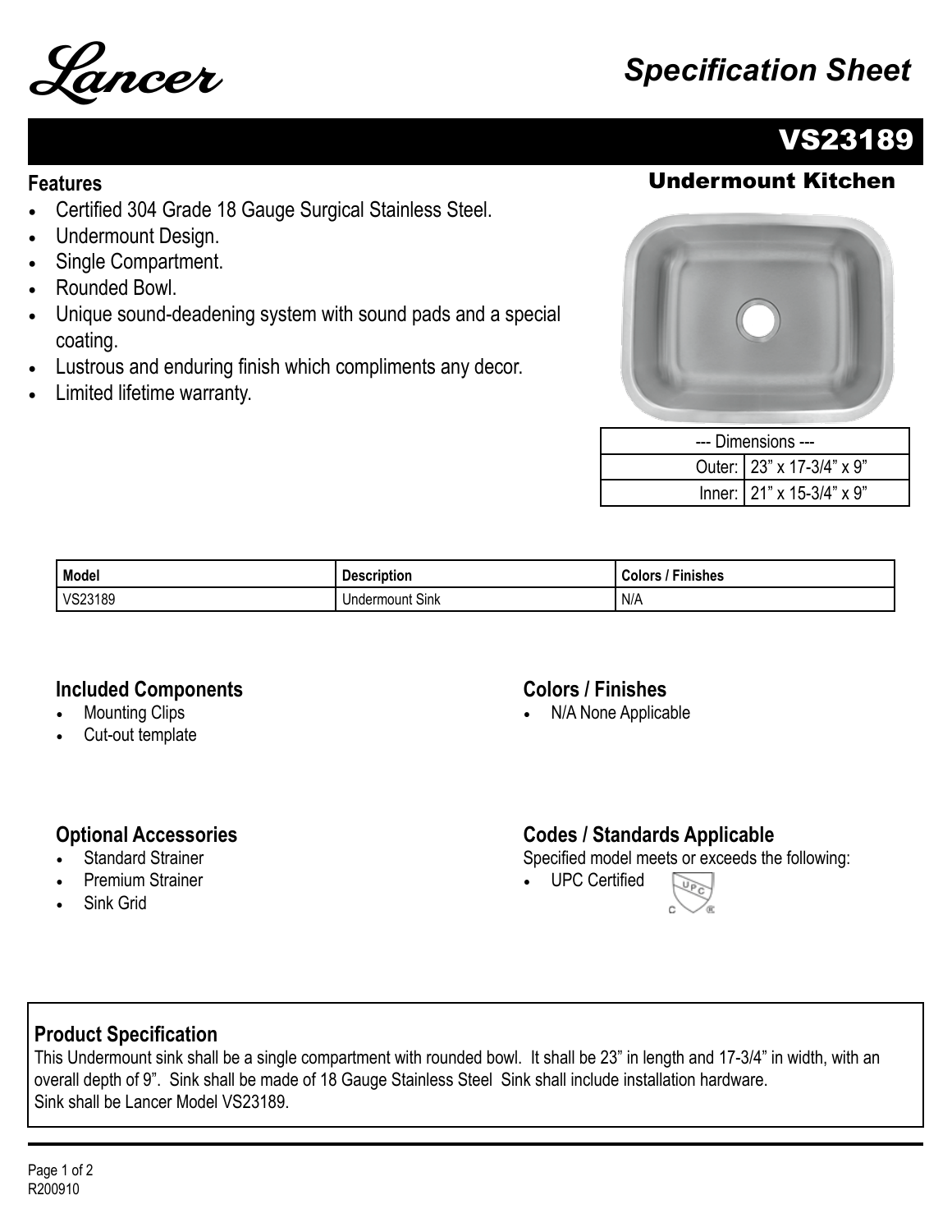Lancer

# Specification Sheet

## VS23189

### Undermount Kitchen

### Features

- Certified 304 Grade 18 Gauge Surgical Stainless Steel.
- Undermount Design.
- Single Compartment.
- Rounded Bowl.
- Unique sound-deadening system with sound pads and a special coating.
- Lustrous and enduring finish which compliments any decor.
- Limited lifetime warranty.

| --- Dimensions --- | |
|---|---|
| Outer: | 23” x 17-3/4” x 9” |
| Inner: | 21” x 15-3/4” x 9” |

| Model | Description | Colors / Finishes |
|---|---|---|
| VS23189 | Undermount Sink | N/A |

### Included Components

- Mounting Clips
- Cut-out template

### Colors / Finishes

- N/A None Applicable

### Optional Accessories

- Standard Strainer
- Premium Strainer
- Sink Grid

### Codes / Standards Applicable

Specified model meets or exceeds the following:

- UPC Certified

### Product Specification

This Undermount sink shall be a single compartment with rounded bowl. It shall be 23” in length and 17-3/4” in width, with an overall depth of 9”. Sink shall be made of 18 Gauge Stainless Steel Sink shall include installation hardware.
Sink shall be Lancer Model VS23189.

R200910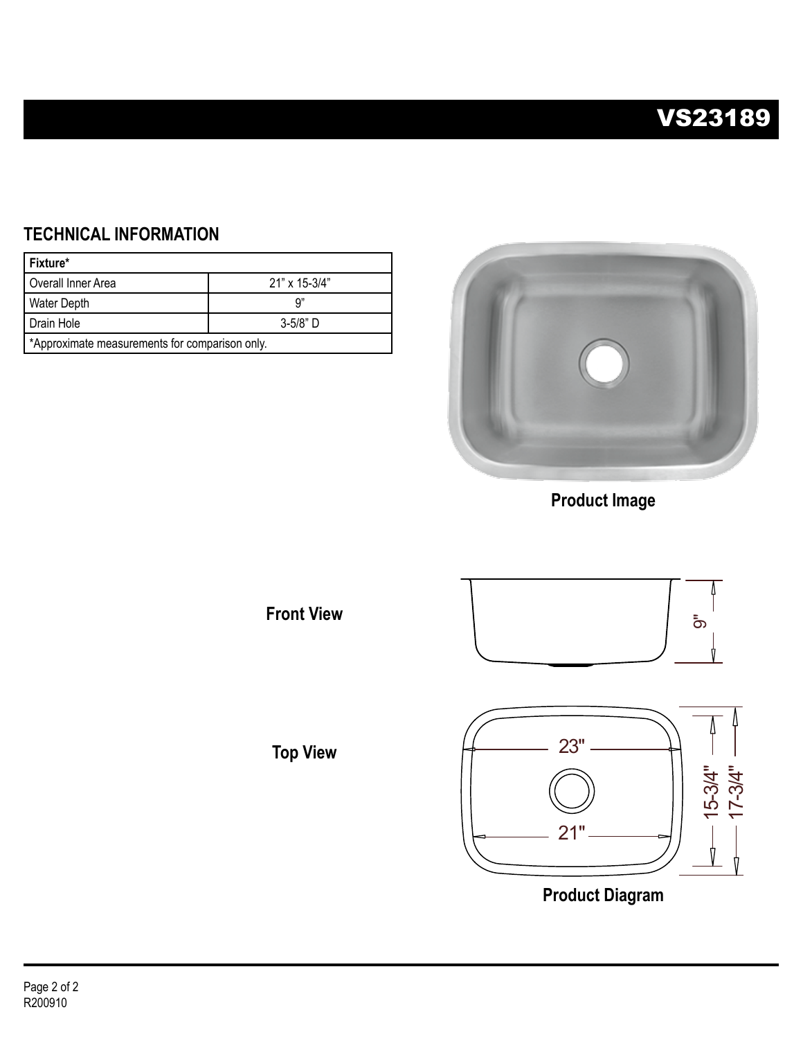# VS23189

## TECHNICAL INFORMATION

| Fixture* | |
|---|---|
| Overall Inner Area | 21” x 15-3/4” |
| Water Depth | 9” |
| Drain Hole | 3-5/8” D |
| *Approximate measurements for comparison only. | |

**Product Image**

**Front View**

9"

**Top View**

23"

21"

15-3/4"

17-3/4"

**Product Diagram**

R200910